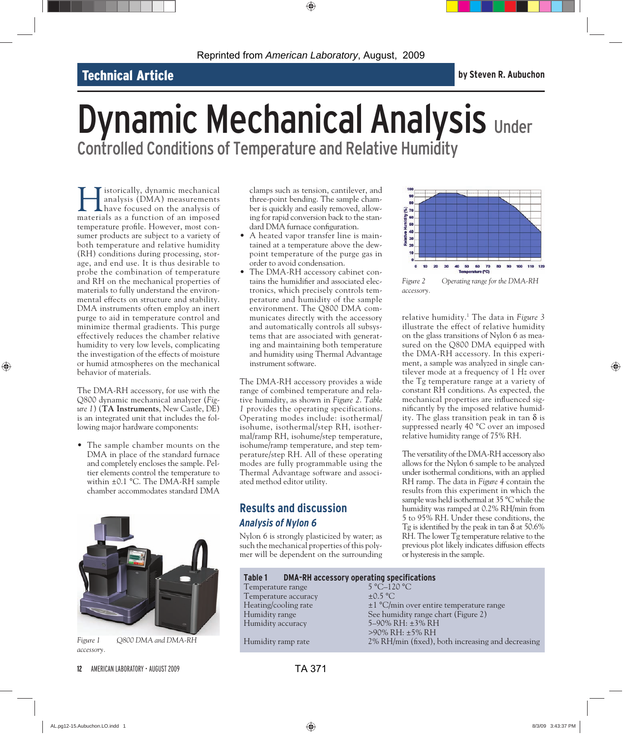Reprinted from *American Laboratory*, August, 2009

**Technical Article** — by Steven R. Aubuchon

# Dynamic Mechanical Analysis Under Controlled Conditions of Temperature and Relative Humidity

Historically, dynamic mechanical analysis (DMA) measurements have focused on the analysis of materials as a function of an imposed temperature profile. However, most consumer products are subject to a variety of both temperature and relative humidity (RH) conditions during processing, storage, and end use. It is thus desirable to probe the combination of temperature and RH on the mechanical properties of materials to fully understand the environmental effects on structure and stability. DMA instruments often employ an inert purge to aid in temperature control and minimize thermal gradients. This purge effectively reduces the chamber relative humidity to very low levels, complicating the investigation of the effects of moisture or humid atmospheres on the mechanical behavior of materials.

The DMA-RH accessory, for use with the Q800 dynamic mechanical analyzer (*Figure 1*) (**TA Instruments**, New Castle, DE) is an integrated unit that includes the following major hardware components:

- The sample chamber mounts on the DMA in place of the standard furnace and completely encloses the sample. Peltier elements control the temperature to within ±0.1 °C. The DMA-RH sample chamber accommodates standard DMA clamps such as tension, cantilever, and three-point bending. The sample chamber is quickly and easily removed, allowing for rapid conversion back to the standard DMA furnace configuration.
- A heated vapor transfer line is maintained at a temperature above the dewpoint temperature of the purge gas in order to avoid condensation.
- The DMA-RH accessory cabinet contains the humidifier and associated electronics, which precisely controls temperature and humidity of the sample environment. The Q800 DMA communicates directly with the accessory and automatically controls all subsystems that are associated with generating and maintaining both temperature and humidity using Thermal Advantage instrument software.

*Figure 1* Q800 DMA and DMA-RH accessory.

The DMA-RH accessory provides a wide range of combined temperature and relative humidity, as shown in *Figure 2*. *Table 1* provides the operating specifications. Operating modes include: isothermal/isohume, isothermal/step RH, isothermal/ramp RH, isohume/step temperature, isohume/ramp temperature, and step temperature/step RH. All of these operating modes are fully programmable using the Thermal Advantage software and associated method editor utility.

*Figure 2* Operating range for the DMA-RH accessory.

## Results and discussion

### *Analysis of Nylon 6*

Nylon 6 is strongly plasticized by water; as such the mechanical properties of this polymer will be dependent on the surrounding relative humidity.[1] The data in *Figure 3* illustrate the effect of relative humidity on the glass transitions of Nylon 6 as measured on the Q800 DMA equipped with the DMA-RH accessory. In this experiment, a sample was analyzed in single cantilever mode at a frequency of 1 Hz over the Tg temperature range at a variety of constant RH conditions. As expected, the mechanical properties are influenced significantly by the imposed relative humidity. The glass transition peak in tan δ is suppressed nearly 40 °C over an imposed relative humidity range of 75% RH.

The versatility of the DMA-RH accessory also allows for the Nylon 6 sample to be analyzed under isothermal conditions, with an applied RH ramp. The data in *Figure 4* contain the results from this experiment in which the sample was held isothermal at 35 °C while the humidity was ramped at 0.2% RH/min from 5 to 95% RH. Under these conditions, the Tg is identified by the peak in tan δ at 50.6% RH. The lower Tg temperature relative to the previous plot likely indicates diffusion effects or hysteresis in the sample.

**Table 1 DMA-RH accessory operating specifications**

| | |
|---|---|
| Temperature range | 5 °C–120 °C |
| Temperature accuracy | ±0.5 °C |
| Heating/cooling rate | ±1 °C/min over entire temperature range |
| Humidity range | See humidity range chart (Figure 2) |
| Humidity accuracy | 5–90% RH: ±3% RH<br>>90% RH: ±5% RH |
| Humidity ramp rate | 2% RH/min (fixed), both increasing and decreasing |

TA 371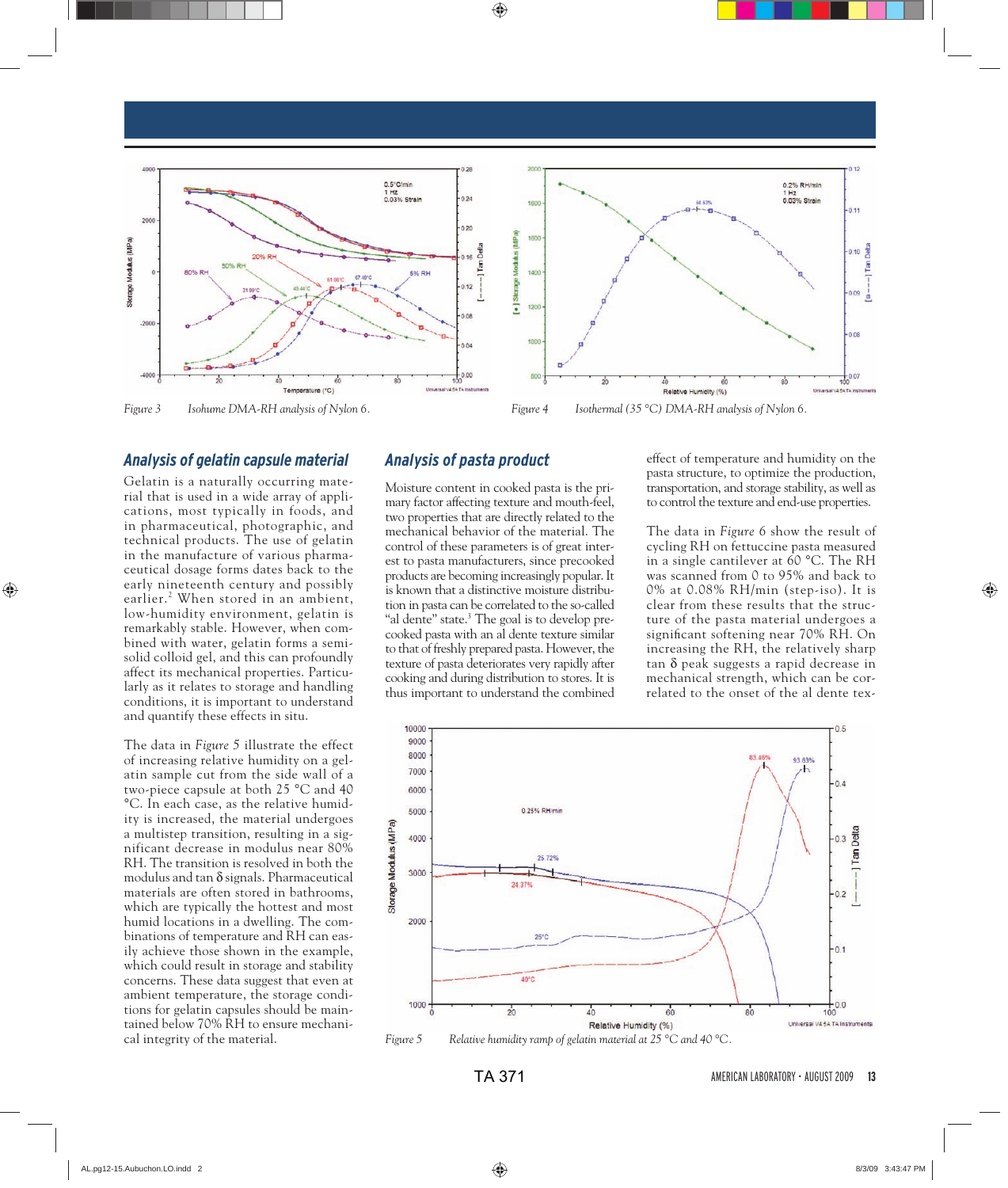Figure 3 Isohume DMA-RH analysis of Nylon 6.

Figure 4 Isothermal (35 °C) DMA-RH analysis of Nylon 6.

## Analysis of gelatin capsule material

Gelatin is a naturally occurring material that is used in a wide array of applications, most typically in foods, and in pharmaceutical, photographic, and technical products. The use of gelatin in the manufacture of various pharmaceutical dosage forms dates back to the early nineteenth century and possibly earlier.[2] When stored in an ambient, low-humidity environment, gelatin is remarkably stable. However, when combined with water, gelatin forms a semisolid colloid gel, and this can profoundly affect its mechanical properties. Particularly as it relates to storage and handling conditions, it is important to understand and quantify these effects in situ.

The data in *Figure 5* illustrate the effect of increasing relative humidity on a gelatin sample cut from the side wall of a two-piece capsule at both 25 °C and 40 °C. In each case, as the relative humidity is increased, the material undergoes a multistep transition, resulting in a significant decrease in modulus near 80% RH. The transition is resolved in both the modulus and tan δ signals. Pharmaceutical materials are often stored in bathrooms, which are typically the hottest and most humid locations in a dwelling. The combinations of temperature and RH can easily achieve those shown in the example, which could result in storage and stability concerns. These data suggest that even at ambient temperature, the storage conditions for gelatin capsules should be maintained below 70% RH to ensure mechanical integrity of the material.

## Analysis of pasta product

Moisture content in cooked pasta is the primary factor affecting texture and mouth-feel, two properties that are directly related to the mechanical behavior of the material. The control of these parameters is of great interest to pasta manufacturers, since precooked products are becoming increasingly popular. It is known that a distinctive moisture distribution in pasta can be correlated to the so-called "al dente" state.[3] The goal is to develop precooked pasta with an al dente texture similar to that of freshly prepared pasta. However, the texture of pasta deteriorates very rapidly after cooking and during distribution to stores. It is thus important to understand the combined effect of temperature and humidity on the pasta structure, to optimize the production, transportation, and storage stability, as well as to control the texture and end-use properties.

The data in *Figure* 6 show the result of cycling RH on fettuccine pasta measured in a single cantilever at 60 °C. The RH was scanned from 0 to 95% and back to 0% at 0.08% RH/min (step-iso). It is clear from these results that the structure of the pasta material undergoes a significant softening near 70% RH. On increasing the RH, the relatively sharp tan δ peak suggests a rapid decrease in mechanical strength, which can be correlated to the onset of the al dente tex-

Figure 5 Relative humidity ramp of gelatin material at 25 °C and 40 °C.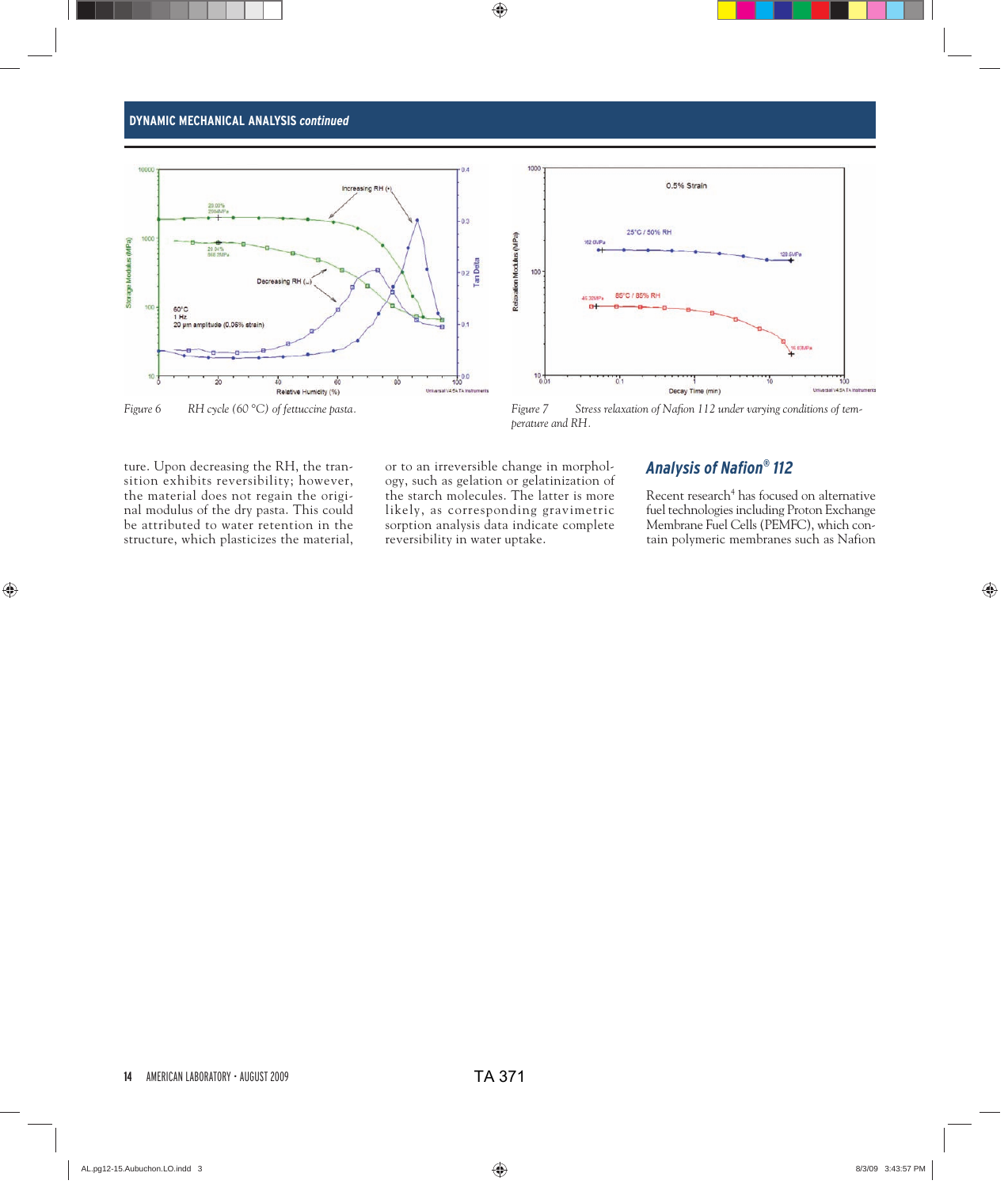Figure 6 RH cycle (60 °C) of fettuccine pasta.

Figure 7 Stress relaxation of Nafion 112 under varying conditions of temperature and RH.

ture. Upon decreasing the RH, the transition exhibits reversibility; however, the material does not regain the original modulus of the dry pasta. This could be attributed to water retention in the structure, which plasticizes the material, or to an irreversible change in morphology, such as gelation or gelatinization of the starch molecules. The latter is more likely, as corresponding gravimetric sorption analysis data indicate complete reversibility in water uptake.

## Analysis of Nafion® 112

Recent research[4] has focused on alternative fuel technologies including Proton Exchange Membrane Fuel Cells (PEMFC), which contain polymeric membranes such as Nafion

TA 371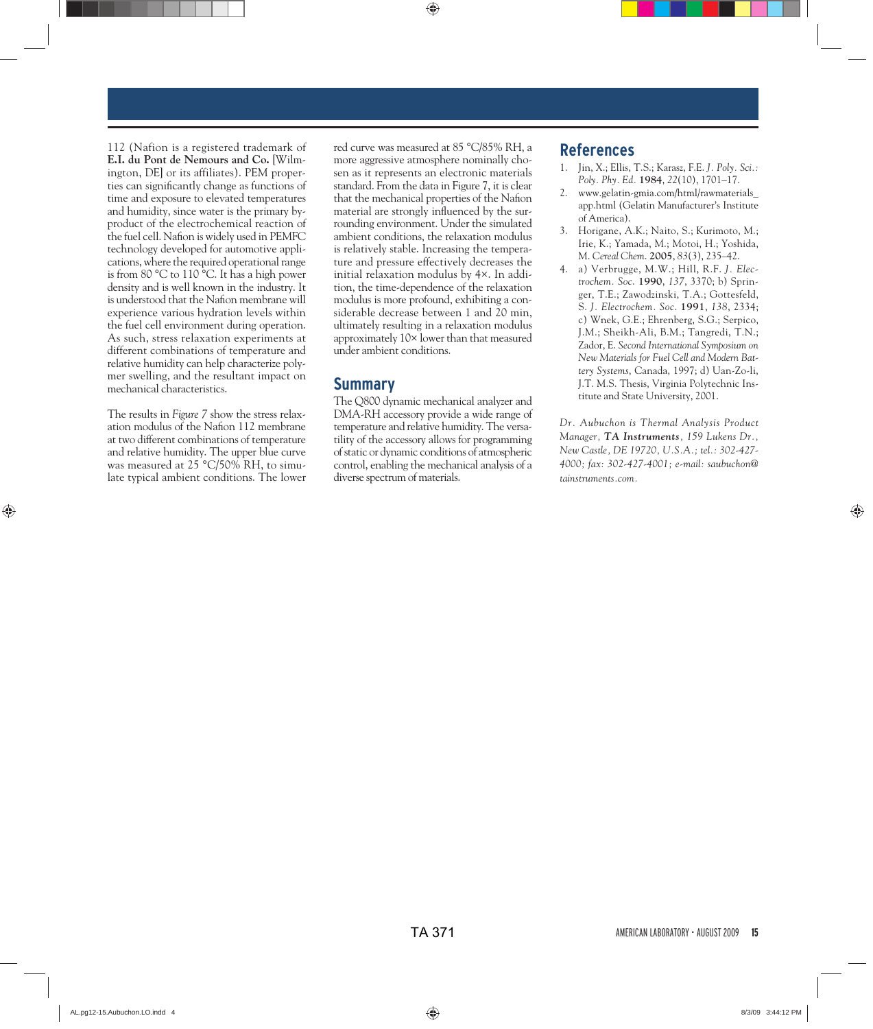112 (Nafion is a registered trademark of **E.I. du Pont de Nemours and Co.** [Wilmington, DE] or its affiliates). PEM properties can significantly change as functions of time and exposure to elevated temperatures and humidity, since water is the primary byproduct of the electrochemical reaction of the fuel cell. Nafion is widely used in PEMFC technology developed for automotive applications, where the required operational range is from 80 °C to 110 °C. It has a high power density and is well known in the industry. It is understood that the Nafion membrane will experience various hydration levels within the fuel cell environment during operation. As such, stress relaxation experiments at different combinations of temperature and relative humidity can help characterize polymer swelling, and the resultant impact on mechanical characteristics.

The results in *Figure 7* show the stress relaxation modulus of the Nafion 112 membrane at two different combinations of temperature and relative humidity. The upper blue curve was measured at 25 °C/50% RH, to simulate typical ambient conditions. The lower red curve was measured at 85 °C/85% RH, a more aggressive atmosphere nominally chosen as it represents an electronic materials standard. From the data in Figure 7, it is clear that the mechanical properties of the Nafion material are strongly influenced by the surrounding environment. Under the simulated ambient conditions, the relaxation modulus is relatively stable. Increasing the temperature and pressure effectively decreases the initial relaxation modulus by 4×. In addition, the time-dependence of the relaxation modulus is more profound, exhibiting a considerable decrease between 1 and 20 min, ultimately resulting in a relaxation modulus approximately 10× lower than that measured under ambient conditions.

## Summary

The Q800 dynamic mechanical analyzer and DMA-RH accessory provide a wide range of temperature and relative humidity. The versatility of the accessory allows for programming of static or dynamic conditions of atmospheric control, enabling the mechanical analysis of a diverse spectrum of materials.

## References

1. Jin, X.; Ellis, T.S.; Karasz, F.E. *J. Poly. Sci.: Poly. Phy. Ed.* **1984**, *22*(10), 1701–17.
2. www.gelatin-gmia.com/html/rawmaterials_app.html (Gelatin Manufacturer's Institute of America).
3. Horigane, A.K.; Naito, S.; Kurimoto, M.; Irie, K.; Yamada, M.; Motoi, H.; Yoshida, M. *Cereal Chem.* **2005**, *83*(3), 235–42.
4. a) Verbrugge, M.W.; Hill, R.F. *J. Electrochem. Soc.* **1990**, *137*, 3370; b) Springer, T.E.; Zawodzinski, T.A.; Gottesfeld, S. *J. Electrochem. Soc.* **1991**, *138*, 2334; c) Wnek, G.E.; Ehrenberg, S.G.; Serpico, J.M.; Sheikh-Ali, B.M.; Tangredi, T.N.; Zador, E. *Second International Symposium on New Materials for Fuel Cell and Modern Battery Systems*, Canada, 1997; d) Uan-Zo-li, J.T. M.S. Thesis, Virginia Polytechnic Institute and State University, 2001.

*Dr. Aubuchon is Thermal Analysis Product Manager,* ***TA Instruments****, 159 Lukens Dr., New Castle, DE 19720, U.S.A.; tel.: 302-427-4000; fax: 302-427-4001; e-mail: saubuchon@tainstruments.com.*

TA 371